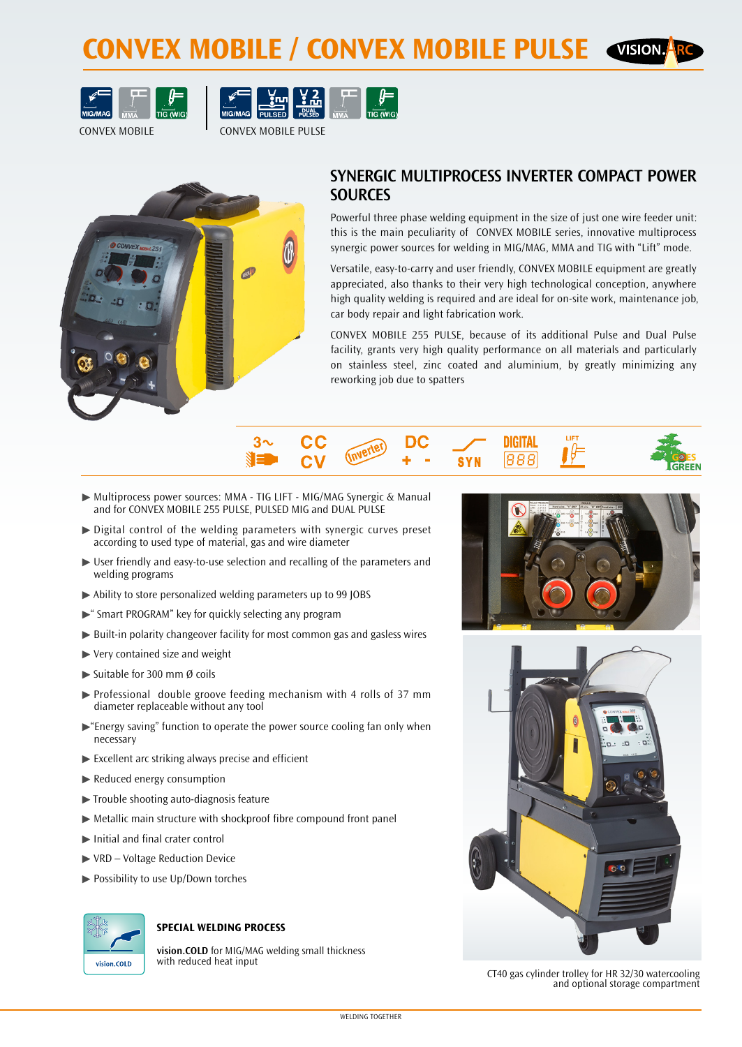# CONVEX MOBILE / CONVEX MOBILE PULSE

CONVEX MOBILE: MIG/MAG, MMA, TIG (WIG)

CONVEX MOBILE PULSE: MIG/MAG, PULSED, DUAL PULSED, MMA, TIG (WIG)

## SYNERGIC MULTIPROCESS INVERTER COMPACT POWER SOURCES

Powerful three phase welding equipment in the size of just one wire feeder unit: this is the main peculiarity of CONVEX MOBILE series, innovative multiprocess synergic power sources for welding in MIG/MAG, MMA and TIG with "Lift" mode.

Versatile, easy-to-carry and user friendly, CONVEX MOBILE equipment are greatly appreciated, also thanks to their very high technological conception, anywhere high quality welding is required and are ideal for on-site work, maintenance job, car body repair and light fabrication work.

CONVEX MOBILE 255 PULSE, because of its additional Pulse and Dual Pulse facility, grants very high quality performance on all materials and particularly on stainless steel, zinc coated and aluminium, by greatly minimizing any reworking job due to spatters

- Multiprocess power sources: MMA - TIG LIFT - MIG/MAG Synergic & Manual and for CONVEX MOBILE 255 PULSE, PULSED MIG and DUAL PULSE
- Digital control of the welding parameters with synergic curves preset according to used type of material, gas and wire diameter
- User friendly and easy-to-use selection and recalling of the parameters and welding programs
- Ability to store personalized welding parameters up to 99 JOBS
- "Smart PROGRAM" key for quickly selecting any program
- Built-in polarity changeover facility for most common gas and gasless wires
- Very contained size and weight
- Suitable for 300 mm Ø coils
- Professional double groove feeding mechanism with 4 rolls of 37 mm diameter replaceable without any tool
- "Energy saving" function to operate the power source cooling fan only when necessary
- Excellent arc striking always precise and efficient
- Reduced energy consumption
- Trouble shooting auto-diagnosis feature
- Metallic main structure with shockproof fibre compound front panel
- Initial and final crater control
- VRD – Voltage Reduction Device
- Possibility to use Up/Down torches

### SPECIAL WELDING PROCESS

**vision.COLD** for MIG/MAG welding small thickness with reduced heat input

CT40 gas cylinder trolley for HR 32/30 watercooling and optional storage compartment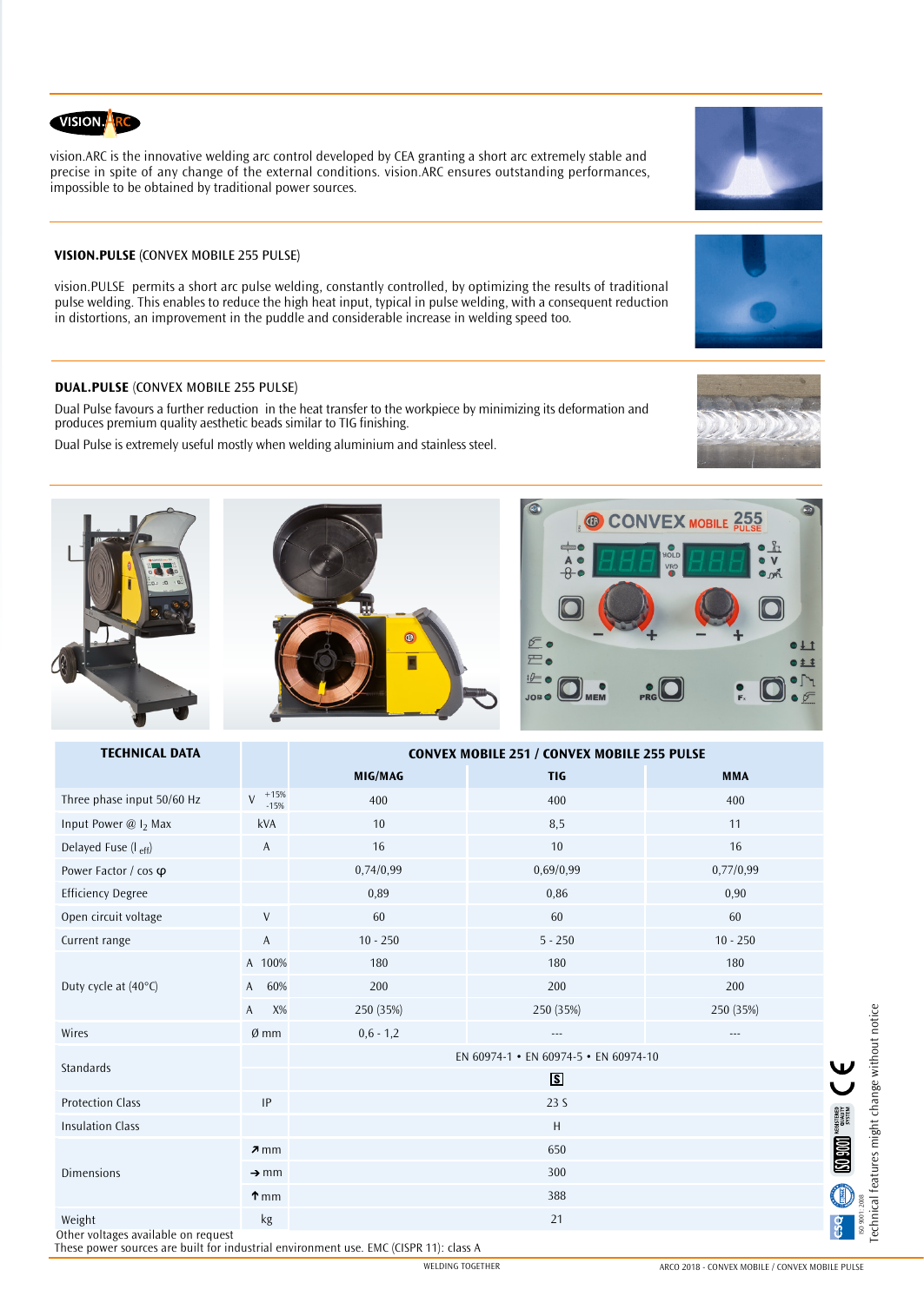## VISION.ARC

vision.ARC is the innovative welding arc control developed by CEA granting a short arc extremely stable and precise in spite of any change of the external conditions. vision.ARC ensures outstanding performances, impossible to be obtained by traditional power sources.

### **VISION.PULSE** (CONVEX MOBILE 255 PULSE)

vision.PULSE permits a short arc pulse welding, constantly controlled, by optimizing the results of traditional pulse welding. This enables to reduce the high heat input, typical in pulse welding, with a consequent reduction in distortions, an improvement in the puddle and considerable increase in welding speed too.

### **DUAL.PULSE** (CONVEX MOBILE 255 PULSE)

Dual Pulse favours a further reduction in the heat transfer to the workpiece by minimizing its deformation and produces premium quality aesthetic beads similar to TIG finishing.

Dual Pulse is extremely useful mostly when welding aluminium and stainless steel.

| TECHNICAL DATA | | CONVEX MOBILE 251 / CONVEX MOBILE 255 PULSE | | |
|---|---|---|---|---|
| | | MIG/MAG | TIG | MMA |
| Three phase input 50/60 Hz | V +15% -15% | 400 | 400 | 400 |
| Input Power @ $I_2$ Max | kVA | 10 | 8,5 | 11 |
| Delayed Fuse ($I_{eff}$) | A | 16 | 10 | 16 |
| Power Factor / cos φ | | 0,74/0,99 | 0,69/0,99 | 0,77/0,99 |
| Efficiency Degree | | 0,89 | 0,86 | 0,90 |
| Open circuit voltage | V | 60 | 60 | 60 |
| Current range | A | 10 - 250 | 5 - 250 | 10 - 250 |
| Duty cycle at (40°C) | A 100% | 180 | 180 | 180 |
| | A 60% | 200 | 200 | 200 |
| | A X% | 250 (35%) | 250 (35%) | 250 (35%) |
| Wires | Ø mm | 0,6 - 1,2 | --- | --- |
| Standards | | EN 60974-1 • EN 60974-5 • EN 60974-10 | | |
| | | S | | |
| Protection Class | IP | 23 S | | |
| Insulation Class | | H | | |
| Dimensions | ↗ mm | 650 | | |
| | → mm | 300 | | |
| | ↑ mm | 388 | | |
| Weight | kg | 21 | | |

Other voltages available on request

These power sources are built for industrial environment use. EMC (CISPR 11): class A

Technical features might change without notice